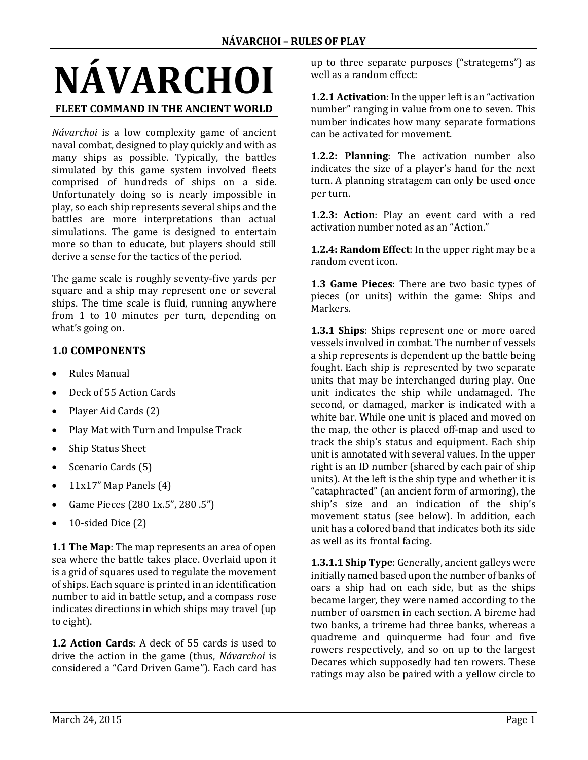# NÁVARCHOI

**FLEET COMMAND IN THE ANCIENT WORLD**

*Návarchoi* is a low complexity game of ancient naval combat, designed to play quickly and with as many ships as possible. Typically, the battles simulated by this game system involved fleets comprised of hundreds of ships on a side. Unfortunately doing so is nearly impossible in play, so each ship represents several ships and the battles are more interpretations than actual simulations. The game is designed to entertain more so than to educate, but players should still derive a sense for the tactics of the period.

The game scale is roughly seventy-five yards per square and a ship may represent one or several ships. The time scale is fluid, running anywhere from 1 to 10 minutes per turn, depending on what's going on.

## 1.0 COMPONENTS

- Rules Manual
- Deck of 55 Action Cards
- Player Aid Cards (2)
- Play Mat with Turn and Impulse Track
- Ship Status Sheet
- Scenario Cards (5)
- 11x17" Map Panels (4)
- Game Pieces (280 1x.5", 280 .5")
- 10-sided Dice (2)

**1.1 The Map**: The map represents an area of open sea where the battle takes place. Overlaid upon it is a grid of squares used to regulate the movement of ships. Each square is printed in an identification number to aid in battle setup, and a compass rose indicates directions in which ships may travel (up to eight).

**1.2 Action Cards**: A deck of 55 cards is used to drive the action in the game (thus, *Návarchoi* is considered a "Card Driven Game"). Each card has up to three separate purposes ("strategems") as well as a random effect:

**1.2.1 Activation**: In the upper left is an "activation number" ranging in value from one to seven. This number indicates how many separate formations can be activated for movement.

**1.2.2: Planning**: The activation number also indicates the size of a player's hand for the next turn. A planning stratagem can only be used once per turn.

**1.2.3: Action**: Play an event card with a red activation number noted as an "Action."

**1.2.4: Random Effect**: In the upper right may be a random event icon.

**1.3 Game Pieces**: There are two basic types of pieces (or units) within the game: Ships and Markers.

**1.3.1 Ships**: Ships represent one or more oared vessels involved in combat. The number of vessels a ship represents is dependent up the battle being fought. Each ship is represented by two separate units that may be interchanged during play. One unit indicates the ship while undamaged. The second, or damaged, marker is indicated with a white bar. While one unit is placed and moved on the map, the other is placed off-map and used to track the ship's status and equipment. Each ship unit is annotated with several values. In the upper right is an ID number (shared by each pair of ship units). At the left is the ship type and whether it is "cataphracted" (an ancient form of armoring), the ship's size and an indication of the ship's movement status (see below). In addition, each unit has a colored band that indicates both its side as well as its frontal facing.

**1.3.1.1 Ship Type**: Generally, ancient galleys were initially named based upon the number of banks of oars a ship had on each side, but as the ships became larger, they were named according to the number of oarsmen in each section. A bireme had two banks, a trireme had three banks, whereas a quadreme and quinquerme had four and five rowers respectively, and so on up to the largest Decares which supposedly had ten rowers. These ratings may also be paired with a yellow circle to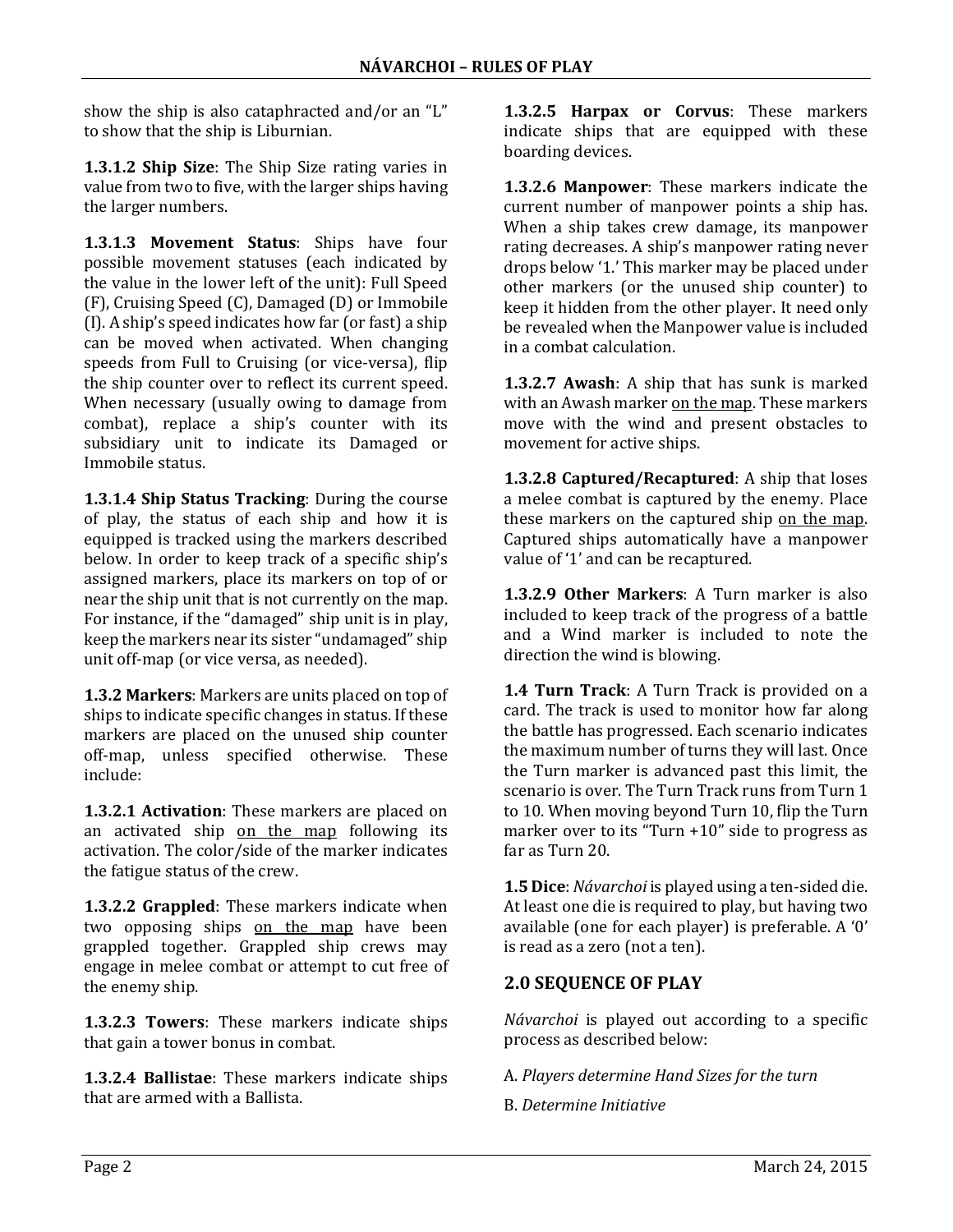show the ship is also cataphracted and/or an "L" to show that the ship is Liburnian.

**1.3.1.2 Ship Size**: The Ship Size rating varies in value from two to five, with the larger ships having the larger numbers.

**1.3.1.3 Movement Status**: Ships have four possible movement statuses (each indicated by the value in the lower left of the unit): Full Speed (F), Cruising Speed (C), Damaged (D) or Immobile (I). A ship's speed indicates how far (or fast) a ship can be moved when activated. When changing speeds from Full to Cruising (or vice-versa), flip the ship counter over to reflect its current speed. When necessary (usually owing to damage from combat), replace a ship's counter with its subsidiary unit to indicate its Damaged or Immobile status.

**1.3.1.4 Ship Status Tracking**: During the course of play, the status of each ship and how it is equipped is tracked using the markers described below. In order to keep track of a specific ship's assigned markers, place its markers on top of or near the ship unit that is not currently on the map. For instance, if the "damaged" ship unit is in play, keep the markers near its sister "undamaged" ship unit off-map (or vice versa, as needed).

**1.3.2 Markers**: Markers are units placed on top of ships to indicate specific changes in status. If these markers are placed on the unused ship counter off-map, unless specified otherwise. These include:

**1.3.2.1 Activation**: These markers are placed on an activated ship <u>on the map</u> following its activation. The color/side of the marker indicates the fatigue status of the crew.

**1.3.2.2 Grappled**: These markers indicate when two opposing ships <u>on the map</u> have been grappled together. Grappled ship crews may engage in melee combat or attempt to cut free of the enemy ship.

**1.3.2.3 Towers**: These markers indicate ships that gain a tower bonus in combat.

**1.3.2.4 Ballistae**: These markers indicate ships that are armed with a Ballista.

**1.3.2.5 Harpax or Corvus**: These markers indicate ships that are equipped with these boarding devices.

**1.3.2.6 Manpower**: These markers indicate the current number of manpower points a ship has. When a ship takes crew damage, its manpower rating decreases. A ship's manpower rating never drops below '1.' This marker may be placed under other markers (or the unused ship counter) to keep it hidden from the other player. It need only be revealed when the Manpower value is included in a combat calculation.

**1.3.2.7 Awash**: A ship that has sunk is marked with an Awash marker <u>on the map</u>. These markers move with the wind and present obstacles to movement for active ships.

**1.3.2.8 Captured/Recaptured**: A ship that loses a melee combat is captured by the enemy. Place these markers on the captured ship <u>on the map</u>. Captured ships automatically have a manpower value of '1' and can be recaptured.

**1.3.2.9 Other Markers**: A Turn marker is also included to keep track of the progress of a battle and a Wind marker is included to note the direction the wind is blowing.

**1.4 Turn Track**: A Turn Track is provided on a card. The track is used to monitor how far along the battle has progressed. Each scenario indicates the maximum number of turns they will last. Once the Turn marker is advanced past this limit, the scenario is over. The Turn Track runs from Turn 1 to 10. When moving beyond Turn 10, flip the Turn marker over to its "Turn +10" side to progress as far as Turn 20.

**1.5 Dice**: *Návarchoi* is played using a ten-sided die. At least one die is required to play, but having two available (one for each player) is preferable. A '0' is read as a zero (not a ten).

## 2.0 SEQUENCE OF PLAY

*Návarchoi* is played out according to a specific process as described below:

A. *Players determine Hand Sizes for the turn*

B. *Determine Initiative*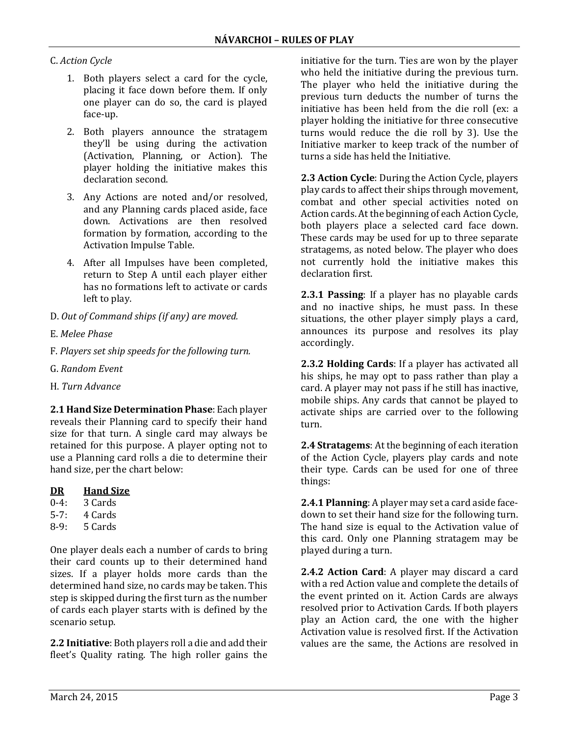C. *Action Cycle*

1. Both players select a card for the cycle, placing it face down before them. If only one player can do so, the card is played face-up.
2. Both players announce the stratagem they'll be using during the activation (Activation, Planning, or Action). The player holding the initiative makes this declaration second.
3. Any Actions are noted and/or resolved, and any Planning cards placed aside, face down. Activations are then resolved formation by formation, according to the Activation Impulse Table.
4. After all Impulses have been completed, return to Step A until each player either has no formations left to activate or cards left to play.

D. *Out of Command ships (if any) are moved.*

E. *Melee Phase*

F. *Players set ship speeds for the following turn.*

G. *Random Event*

H. *Turn Advance*

**2.1 Hand Size Determination Phase**: Each player reveals their Planning card to specify their hand size for that turn. A single card may always be retained for this purpose. A player opting not to use a Planning card rolls a die to determine their hand size, per the chart below:

| DR | Hand Size |
|---|---|
| 0-4: | 3 Cards |
| 5-7: | 4 Cards |
| 8-9: | 5 Cards |

One player deals each a number of cards to bring their card counts up to their determined hand sizes. If a player holds more cards than the determined hand size, no cards may be taken. This step is skipped during the first turn as the number of cards each player starts with is defined by the scenario setup.

**2.2 Initiative**: Both players roll a die and add their fleet's Quality rating. The high roller gains the initiative for the turn. Ties are won by the player who held the initiative during the previous turn. The player who held the initiative during the previous turn deducts the number of turns the initiative has been held from the die roll (ex: a player holding the initiative for three consecutive turns would reduce the die roll by 3). Use the Initiative marker to keep track of the number of turns a side has held the Initiative.

**2.3 Action Cycle**: During the Action Cycle, players play cards to affect their ships through movement, combat and other special activities noted on Action cards. At the beginning of each Action Cycle, both players place a selected card face down. These cards may be used for up to three separate stratagems, as noted below. The player who does not currently hold the initiative makes this declaration first.

**2.3.1 Passing**: If a player has no playable cards and no inactive ships, he must pass. In these situations, the other player simply plays a card, announces its purpose and resolves its play accordingly.

**2.3.2 Holding Cards**: If a player has activated all his ships, he may opt to pass rather than play a card. A player may not pass if he still has inactive, mobile ships. Any cards that cannot be played to activate ships are carried over to the following turn.

**2.4 Stratagems**: At the beginning of each iteration of the Action Cycle, players play cards and note their type. Cards can be used for one of three things:

**2.4.1 Planning**: A player may set a card aside face-down to set their hand size for the following turn. The hand size is equal to the Activation value of this card. Only one Planning stratagem may be played during a turn.

**2.4.2 Action Card**: A player may discard a card with a red Action value and complete the details of the event printed on it. Action Cards are always resolved prior to Activation Cards. If both players play an Action card, the one with the higher Activation value is resolved first. If the Activation values are the same, the Actions are resolved in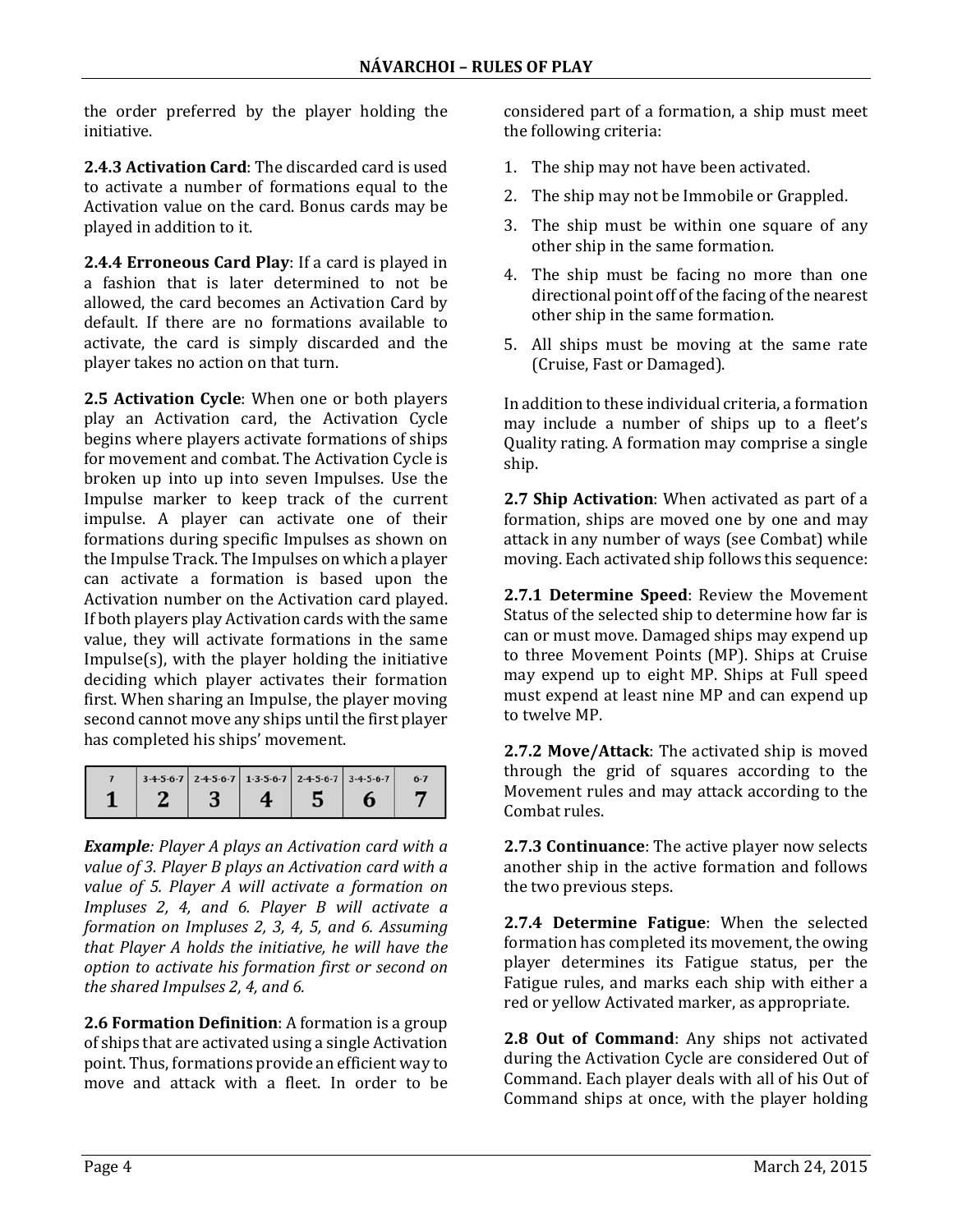the order preferred by the player holding the initiative.

**2.4.3 Activation Card**: The discarded card is used to activate a number of formations equal to the Activation value on the card. Bonus cards may be played in addition to it.

**2.4.4 Erroneous Card Play**: If a card is played in a fashion that is later determined to not be allowed, the card becomes an Activation Card by default. If there are no formations available to activate, the card is simply discarded and the player takes no action on that turn.

**2.5 Activation Cycle**: When one or both players play an Activation card, the Activation Cycle begins where players activate formations of ships for movement and combat. The Activation Cycle is broken up into up into seven Impulses. Use the Impulse marker to keep track of the current impulse. A player can activate one of their formations during specific Impulses as shown on the Impulse Track. The Impulses on which a player can activate a formation is based upon the Activation number on the Activation card played. If both players play Activation cards with the same value, they will activate formations in the same Impulse(s), with the player holding the initiative deciding which player activates their formation first. When sharing an Impulse, the player moving second cannot move any ships until the first player has completed his ships' movement.

| 7 | 3-4-5-6-7 | 2-4-5-6-7 | 1-3-5-6-7 | 2-4-5-6-7 | 3-4-5-6-7 | 6-7 |
|---|---|---|---|---|---|---|
| **1** | **2** | **3** | **4** | **5** | **6** | **7** |

***Example**: Player A plays an Activation card with a value of 3. Player B plays an Activation card with a value of 5. Player A will activate a formation on Impluses 2, 4, and 6. Player B will activate a formation on Impluses 2, 3, 4, 5, and 6. Assuming that Player A holds the initiative, he will have the option to activate his formation first or second on the shared Impulses 2, 4, and 6.*

**2.6 Formation Definition**: A formation is a group of ships that are activated using a single Activation point. Thus, formations provide an efficient way to move and attack with a fleet. In order to be considered part of a formation, a ship must meet the following criteria:

1. The ship may not have been activated.
2. The ship may not be Immobile or Grappled.
3. The ship must be within one square of any other ship in the same formation.
4. The ship must be facing no more than one directional point off of the facing of the nearest other ship in the same formation.
5. All ships must be moving at the same rate (Cruise, Fast or Damaged).

In addition to these individual criteria, a formation may include a number of ships up to a fleet's Quality rating. A formation may comprise a single ship.

**2.7 Ship Activation**: When activated as part of a formation, ships are moved one by one and may attack in any number of ways (see Combat) while moving. Each activated ship follows this sequence:

**2.7.1 Determine Speed**: Review the Movement Status of the selected ship to determine how far is can or must move. Damaged ships may expend up to three Movement Points (MP). Ships at Cruise may expend up to eight MP. Ships at Full speed must expend at least nine MP and can expend up to twelve MP.

**2.7.2 Move/Attack**: The activated ship is moved through the grid of squares according to the Movement rules and may attack according to the Combat rules.

**2.7.3 Continuance**: The active player now selects another ship in the active formation and follows the two previous steps.

**2.7.4 Determine Fatigue**: When the selected formation has completed its movement, the owing player determines its Fatigue status, per the Fatigue rules, and marks each ship with either a red or yellow Activated marker, as appropriate.

**2.8 Out of Command**: Any ships not activated during the Activation Cycle are considered Out of Command. Each player deals with all of his Out of Command ships at once, with the player holding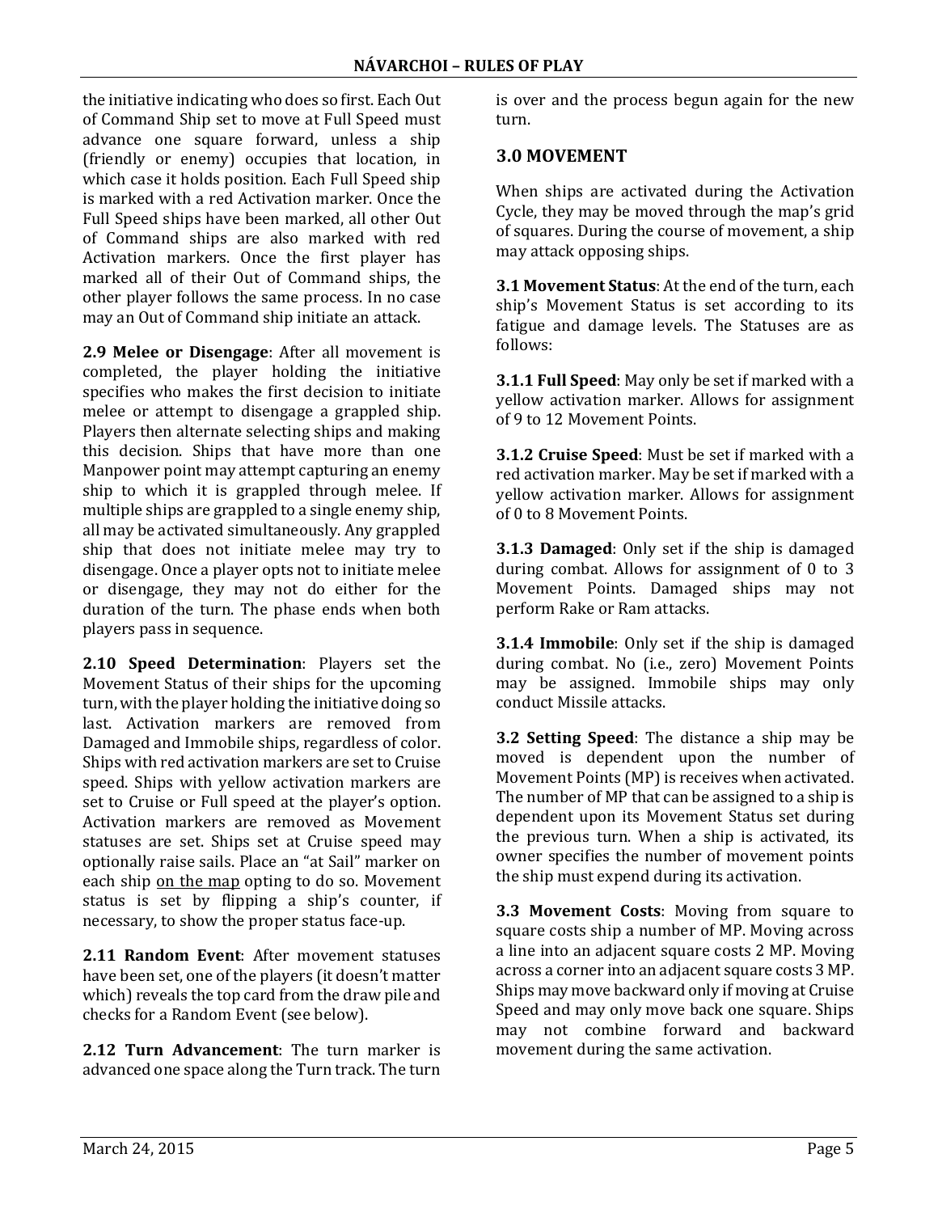the initiative indicating who does so first. Each Out of Command Ship set to move at Full Speed must advance one square forward, unless a ship (friendly or enemy) occupies that location, in which case it holds position. Each Full Speed ship is marked with a red Activation marker. Once the Full Speed ships have been marked, all other Out of Command ships are also marked with red Activation markers. Once the first player has marked all of their Out of Command ships, the other player follows the same process. In no case may an Out of Command ship initiate an attack.

**2.9 Melee or Disengage**: After all movement is completed, the player holding the initiative specifies who makes the first decision to initiate melee or attempt to disengage a grappled ship. Players then alternate selecting ships and making this decision. Ships that have more than one Manpower point may attempt capturing an enemy ship to which it is grappled through melee. If multiple ships are grappled to a single enemy ship, all may be activated simultaneously. Any grappled ship that does not initiate melee may try to disengage. Once a player opts not to initiate melee or disengage, they may not do either for the duration of the turn. The phase ends when both players pass in sequence.

**2.10 Speed Determination**: Players set the Movement Status of their ships for the upcoming turn, with the player holding the initiative doing so last. Activation markers are removed from Damaged and Immobile ships, regardless of color. Ships with red activation markers are set to Cruise speed. Ships with yellow activation markers are set to Cruise or Full speed at the player's option. Activation markers are removed as Movement statuses are set. Ships set at Cruise speed may optionally raise sails. Place an "at Sail" marker on each ship <u>on the map</u> opting to do so. Movement status is set by flipping a ship's counter, if necessary, to show the proper status face-up.

**2.11 Random Event**: After movement statuses have been set, one of the players (it doesn't matter which) reveals the top card from the draw pile and checks for a Random Event (see below).

**2.12 Turn Advancement**: The turn marker is advanced one space along the Turn track. The turn is over and the process begun again for the new turn.

## 3.0 MOVEMENT

When ships are activated during the Activation Cycle, they may be moved through the map's grid of squares. During the course of movement, a ship may attack opposing ships.

**3.1 Movement Status**: At the end of the turn, each ship's Movement Status is set according to its fatigue and damage levels. The Statuses are as follows:

**3.1.1 Full Speed**: May only be set if marked with a yellow activation marker. Allows for assignment of 9 to 12 Movement Points.

**3.1.2 Cruise Speed**: Must be set if marked with a red activation marker. May be set if marked with a yellow activation marker. Allows for assignment of 0 to 8 Movement Points.

**3.1.3 Damaged**: Only set if the ship is damaged during combat. Allows for assignment of 0 to 3 Movement Points. Damaged ships may not perform Rake or Ram attacks.

**3.1.4 Immobile**: Only set if the ship is damaged during combat. No (i.e., zero) Movement Points may be assigned. Immobile ships may only conduct Missile attacks.

**3.2 Setting Speed**: The distance a ship may be moved is dependent upon the number of Movement Points (MP) is receives when activated. The number of MP that can be assigned to a ship is dependent upon its Movement Status set during the previous turn. When a ship is activated, its owner specifies the number of movement points the ship must expend during its activation.

**3.3 Movement Costs**: Moving from square to square costs ship a number of MP. Moving across a line into an adjacent square costs 2 MP. Moving across a corner into an adjacent square costs 3 MP. Ships may move backward only if moving at Cruise Speed and may only move back one square. Ships may not combine forward and backward movement during the same activation.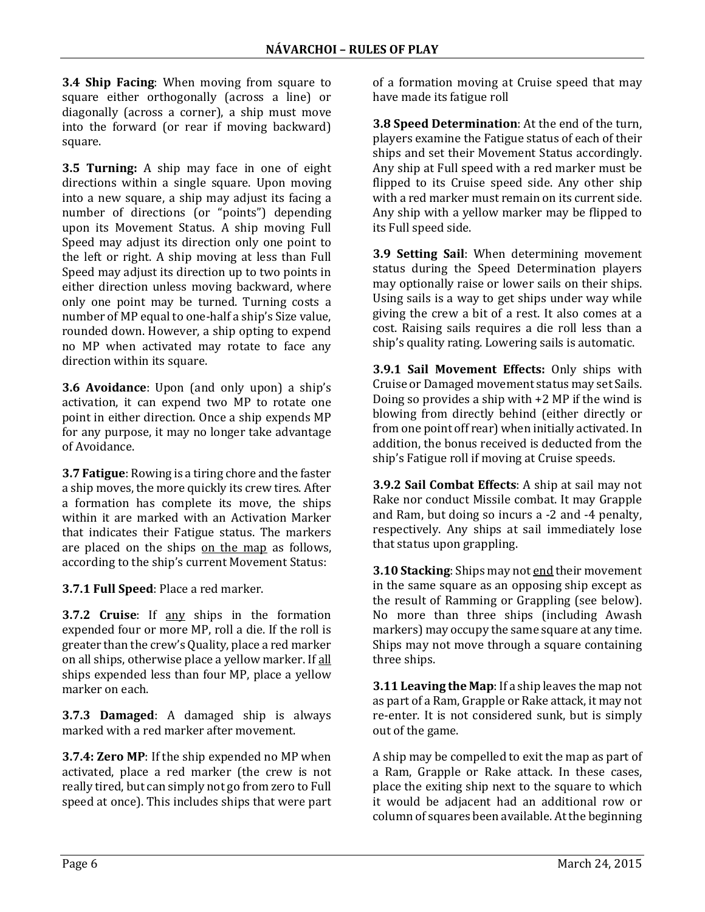**3.4 Ship Facing**: When moving from square to square either orthogonally (across a line) or diagonally (across a corner), a ship must move into the forward (or rear if moving backward) square.

**3.5 Turning:** A ship may face in one of eight directions within a single square. Upon moving into a new square, a ship may adjust its facing a number of directions (or "points") depending upon its Movement Status. A ship moving Full Speed may adjust its direction only one point to the left or right. A ship moving at less than Full Speed may adjust its direction up to two points in either direction unless moving backward, where only one point may be turned. Turning costs a number of MP equal to one-half a ship's Size value, rounded down. However, a ship opting to expend no MP when activated may rotate to face any direction within its square.

**3.6 Avoidance**: Upon (and only upon) a ship's activation, it can expend two MP to rotate one point in either direction. Once a ship expends MP for any purpose, it may no longer take advantage of Avoidance.

**3.7 Fatigue**: Rowing is a tiring chore and the faster a ship moves, the more quickly its crew tires. After a formation has complete its move, the ships within it are marked with an Activation Marker that indicates their Fatigue status. The markers are placed on the ships <u>on the map</u> as follows, according to the ship's current Movement Status:

**3.7.1 Full Speed**: Place a red marker.

**3.7.2 Cruise**: If <u>any</u> ships in the formation expended four or more MP, roll a die. If the roll is greater than the crew's Quality, place a red marker on all ships, otherwise place a yellow marker. If <u>all</u> ships expended less than four MP, place a yellow marker on each.

**3.7.3 Damaged**: A damaged ship is always marked with a red marker after movement.

**3.7.4: Zero MP**: If the ship expended no MP when activated, place a red marker (the crew is not really tired, but can simply not go from zero to Full speed at once). This includes ships that were part of a formation moving at Cruise speed that may have made its fatigue roll

**3.8 Speed Determination**: At the end of the turn, players examine the Fatigue status of each of their ships and set their Movement Status accordingly. Any ship at Full speed with a red marker must be flipped to its Cruise speed side. Any other ship with a red marker must remain on its current side. Any ship with a yellow marker may be flipped to its Full speed side.

**3.9 Setting Sail**: When determining movement status during the Speed Determination players may optionally raise or lower sails on their ships. Using sails is a way to get ships under way while giving the crew a bit of a rest. It also comes at a cost. Raising sails requires a die roll less than a ship's quality rating. Lowering sails is automatic.

**3.9.1 Sail Movement Effects:** Only ships with Cruise or Damaged movement status may set Sails. Doing so provides a ship with +2 MP if the wind is blowing from directly behind (either directly or from one point off rear) when initially activated. In addition, the bonus received is deducted from the ship's Fatigue roll if moving at Cruise speeds.

**3.9.2 Sail Combat Effects**: A ship at sail may not Rake nor conduct Missile combat. It may Grapple and Ram, but doing so incurs a -2 and -4 penalty, respectively. Any ships at sail immediately lose that status upon grappling.

**3.10 Stacking**: Ships may not <u>end</u> their movement in the same square as an opposing ship except as the result of Ramming or Grappling (see below). No more than three ships (including Awash markers) may occupy the same square at any time. Ships may not move through a square containing three ships.

**3.11 Leaving the Map**: If a ship leaves the map not as part of a Ram, Grapple or Rake attack, it may not re-enter. It is not considered sunk, but is simply out of the game.

A ship may be compelled to exit the map as part of a Ram, Grapple or Rake attack. In these cases, place the exiting ship next to the square to which it would be adjacent had an additional row or column of squares been available. At the beginning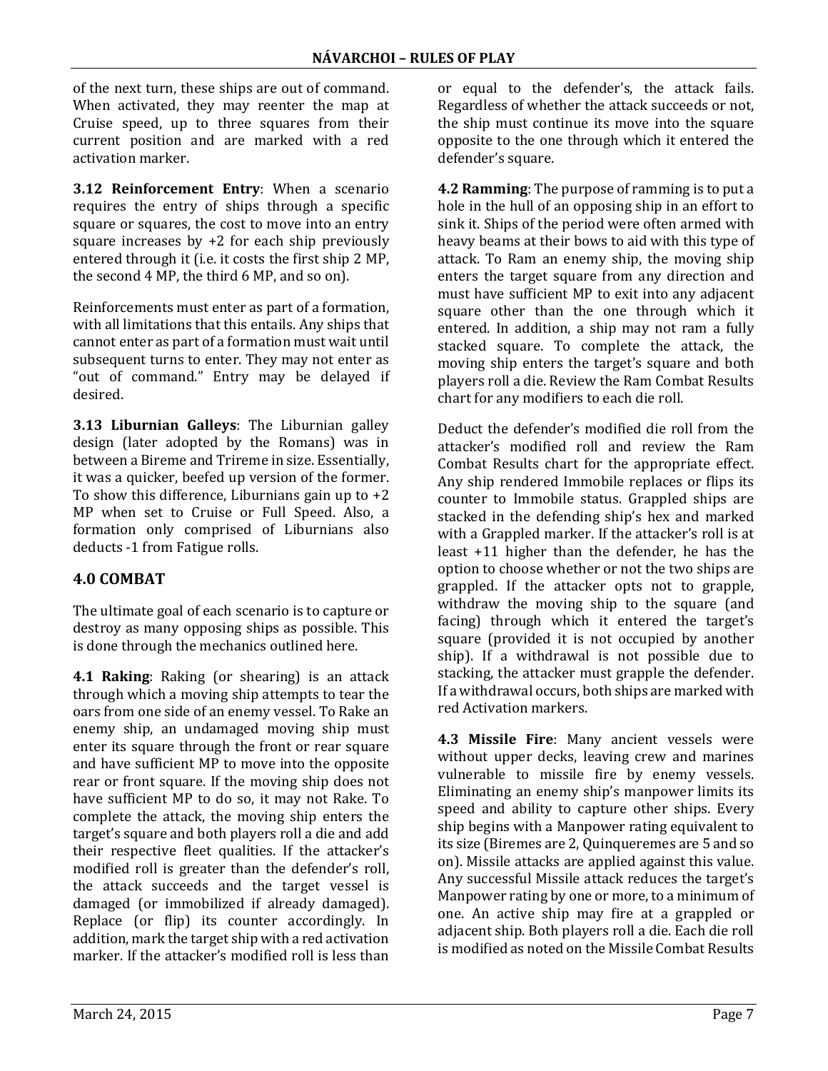of the next turn, these ships are out of command. When activated, they may reenter the map at Cruise speed, up to three squares from their current position and are marked with a red activation marker.

**3.12 Reinforcement Entry**: When a scenario requires the entry of ships through a specific square or squares, the cost to move into an entry square increases by +2 for each ship previously entered through it (i.e. it costs the first ship 2 MP, the second 4 MP, the third 6 MP, and so on).

Reinforcements must enter as part of a formation, with all limitations that this entails. Any ships that cannot enter as part of a formation must wait until subsequent turns to enter. They may not enter as "out of command." Entry may be delayed if desired.

**3.13 Liburnian Galleys**: The Liburnian galley design (later adopted by the Romans) was in between a Bireme and Trireme in size. Essentially, it was a quicker, beefed up version of the former. To show this difference, Liburnians gain up to +2 MP when set to Cruise or Full Speed. Also, a formation only comprised of Liburnians also deducts -1 from Fatigue rolls.

## 4.0 COMBAT

The ultimate goal of each scenario is to capture or destroy as many opposing ships as possible. This is done through the mechanics outlined here.

**4.1 Raking**: Raking (or shearing) is an attack through which a moving ship attempts to tear the oars from one side of an enemy vessel. To Rake an enemy ship, an undamaged moving ship must enter its square through the front or rear square and have sufficient MP to move into the opposite rear or front square. If the moving ship does not have sufficient MP to do so, it may not Rake. To complete the attack, the moving ship enters the target's square and both players roll a die and add their respective fleet qualities. If the attacker's modified roll is greater than the defender's roll, the attack succeeds and the target vessel is damaged (or immobilized if already damaged). Replace (or flip) its counter accordingly. In addition, mark the target ship with a red activation marker. If the attacker's modified roll is less than or equal to the defender's, the attack fails. Regardless of whether the attack succeeds or not, the ship must continue its move into the square opposite to the one through which it entered the defender's square.

**4.2 Ramming**: The purpose of ramming is to put a hole in the hull of an opposing ship in an effort to sink it. Ships of the period were often armed with heavy beams at their bows to aid with this type of attack. To Ram an enemy ship, the moving ship enters the target square from any direction and must have sufficient MP to exit into any adjacent square other than the one through which it entered. In addition, a ship may not ram a fully stacked square. To complete the attack, the moving ship enters the target's square and both players roll a die. Review the Ram Combat Results chart for any modifiers to each die roll.

Deduct the defender's modified die roll from the attacker's modified roll and review the Ram Combat Results chart for the appropriate effect. Any ship rendered Immobile replaces or flips its counter to Immobile status. Grappled ships are stacked in the defending ship's hex and marked with a Grappled marker. If the attacker's roll is at least +11 higher than the defender, he has the option to choose whether or not the two ships are grappled. If the attacker opts not to grapple, withdraw the moving ship to the square (and facing) through which it entered the target's square (provided it is not occupied by another ship). If a withdrawal is not possible due to stacking, the attacker must grapple the defender. If a withdrawal occurs, both ships are marked with red Activation markers.

**4.3 Missile Fire**: Many ancient vessels were without upper decks, leaving crew and marines vulnerable to missile fire by enemy vessels. Eliminating an enemy ship's manpower limits its speed and ability to capture other ships. Every ship begins with a Manpower rating equivalent to its size (Biremes are 2, Quinqueremes are 5 and so on). Missile attacks are applied against this value. Any successful Missile attack reduces the target's Manpower rating by one or more, to a minimum of one. An active ship may fire at a grappled or adjacent ship. Both players roll a die. Each die roll is modified as noted on the Missile Combat Results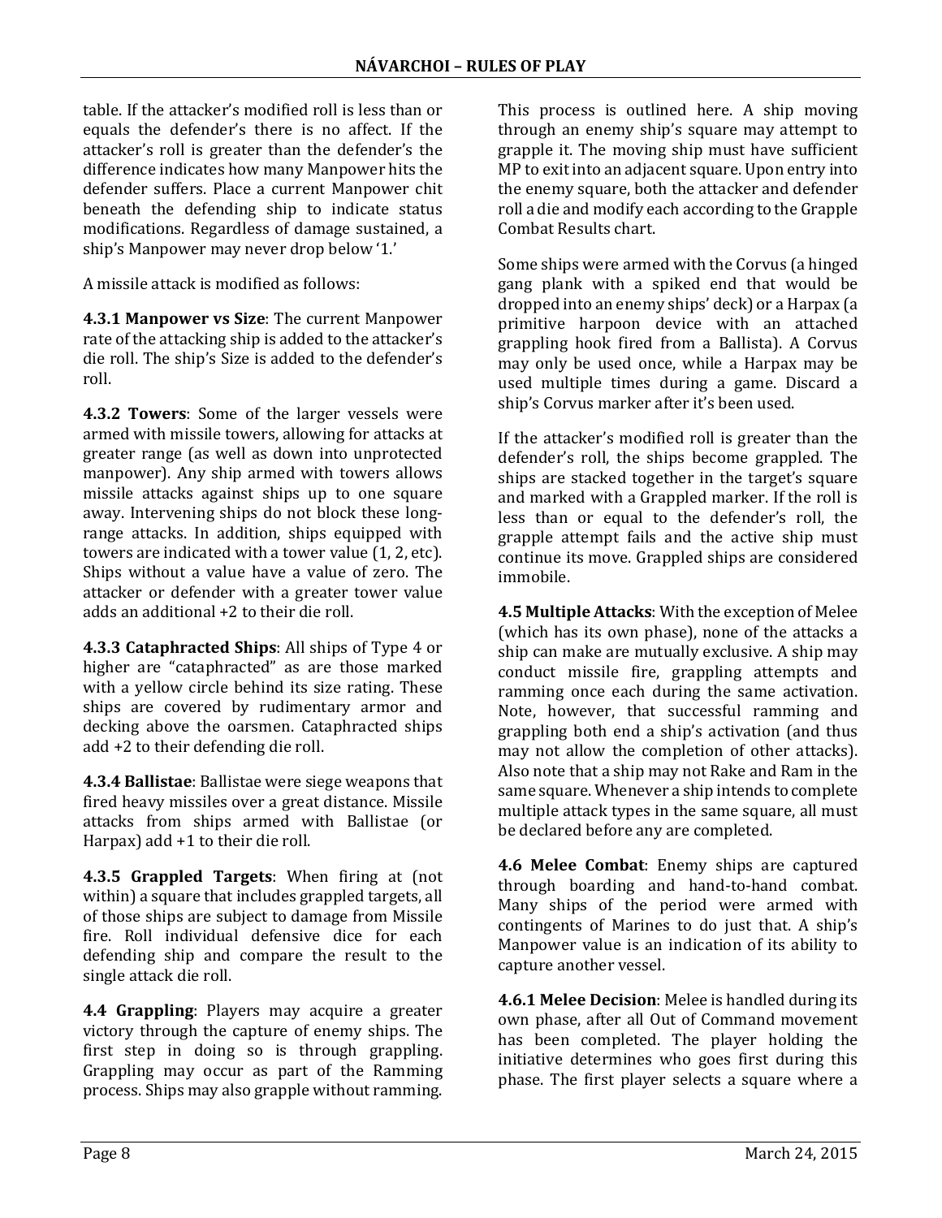table. If the attacker's modified roll is less than or equals the defender's there is no affect. If the attacker's roll is greater than the defender's the difference indicates how many Manpower hits the defender suffers. Place a current Manpower chit beneath the defending ship to indicate status modifications. Regardless of damage sustained, a ship's Manpower may never drop below '1.'

A missile attack is modified as follows:

**4.3.1 Manpower vs Size**: The current Manpower rate of the attacking ship is added to the attacker's die roll. The ship's Size is added to the defender's roll.

**4.3.2 Towers**: Some of the larger vessels were armed with missile towers, allowing for attacks at greater range (as well as down into unprotected manpower). Any ship armed with towers allows missile attacks against ships up to one square away. Intervening ships do not block these long-range attacks. In addition, ships equipped with towers are indicated with a tower value (1, 2, etc). Ships without a value have a value of zero. The attacker or defender with a greater tower value adds an additional +2 to their die roll.

**4.3.3 Cataphracted Ships**: All ships of Type 4 or higher are "cataphracted" as are those marked with a yellow circle behind its size rating. These ships are covered by rudimentary armor and decking above the oarsmen. Cataphracted ships add +2 to their defending die roll.

**4.3.4 Ballistae**: Ballistae were siege weapons that fired heavy missiles over a great distance. Missile attacks from ships armed with Ballistae (or Harpax) add +1 to their die roll.

**4.3.5 Grappled Targets**: When firing at (not within) a square that includes grappled targets, all of those ships are subject to damage from Missile fire. Roll individual defensive dice for each defending ship and compare the result to the single attack die roll.

**4.4 Grappling**: Players may acquire a greater victory through the capture of enemy ships. The first step in doing so is through grappling. Grappling may occur as part of the Ramming process. Ships may also grapple without ramming. This process is outlined here. A ship moving through an enemy ship's square may attempt to grapple it. The moving ship must have sufficient MP to exit into an adjacent square. Upon entry into the enemy square, both the attacker and defender roll a die and modify each according to the Grapple Combat Results chart.

Some ships were armed with the Corvus (a hinged gang plank with a spiked end that would be dropped into an enemy ships' deck) or a Harpax (a primitive harpoon device with an attached grappling hook fired from a Ballista). A Corvus may only be used once, while a Harpax may be used multiple times during a game. Discard a ship's Corvus marker after it's been used.

If the attacker's modified roll is greater than the defender's roll, the ships become grappled. The ships are stacked together in the target's square and marked with a Grappled marker. If the roll is less than or equal to the defender's roll, the grapple attempt fails and the active ship must continue its move. Grappled ships are considered immobile.

**4.5 Multiple Attacks**: With the exception of Melee (which has its own phase), none of the attacks a ship can make are mutually exclusive. A ship may conduct missile fire, grappling attempts and ramming once each during the same activation. Note, however, that successful ramming and grappling both end a ship's activation (and thus may not allow the completion of other attacks). Also note that a ship may not Rake and Ram in the same square. Whenever a ship intends to complete multiple attack types in the same square, all must be declared before any are completed.

**4.6 Melee Combat**: Enemy ships are captured through boarding and hand-to-hand combat. Many ships of the period were armed with contingents of Marines to do just that. A ship's Manpower value is an indication of its ability to capture another vessel.

**4.6.1 Melee Decision**: Melee is handled during its own phase, after all Out of Command movement has been completed. The player holding the initiative determines who goes first during this phase. The first player selects a square where a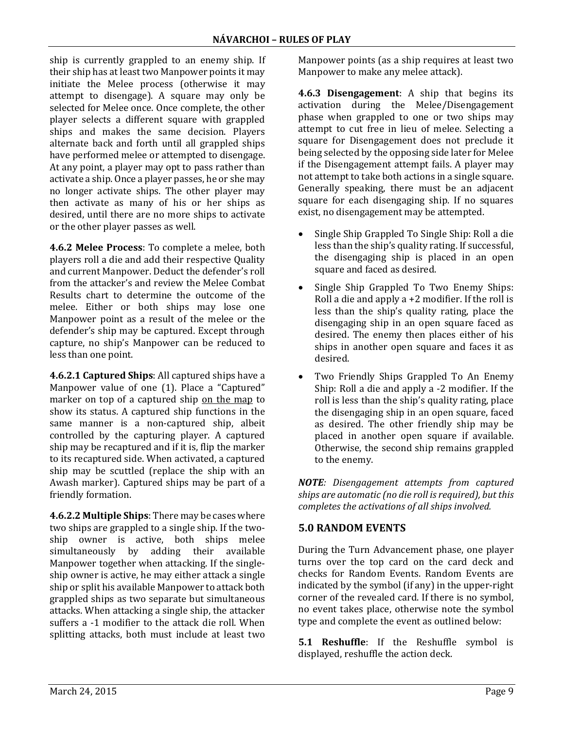ship is currently grappled to an enemy ship. If their ship has at least two Manpower points it may initiate the Melee process (otherwise it may attempt to disengage). A square may only be selected for Melee once. Once complete, the other player selects a different square with grappled ships and makes the same decision. Players alternate back and forth until all grappled ships have performed melee or attempted to disengage. At any point, a player may opt to pass rather than activate a ship. Once a player passes, he or she may no longer activate ships. The other player may then activate as many of his or her ships as desired, until there are no more ships to activate or the other player passes as well.

**4.6.2 Melee Process**: To complete a melee, both players roll a die and add their respective Quality and current Manpower. Deduct the defender's roll from the attacker's and review the Melee Combat Results chart to determine the outcome of the melee. Either or both ships may lose one Manpower point as a result of the melee or the defender's ship may be captured. Except through capture, no ship's Manpower can be reduced to less than one point.

**4.6.2.1 Captured Ships**: All captured ships have a Manpower value of one (1). Place a "Captured" marker on top of a captured ship on the map to show its status. A captured ship functions in the same manner is a non-captured ship, albeit controlled by the capturing player. A captured ship may be recaptured and if it is, flip the marker to its recaptured side. When activated, a captured ship may be scuttled (replace the ship with an Awash marker). Captured ships may be part of a friendly formation.

**4.6.2.2 Multiple Ships**: There may be cases where two ships are grappled to a single ship. If the two-ship owner is active, both ships melee simultaneously by adding their available Manpower together when attacking. If the single-ship owner is active, he may either attack a single ship or split his available Manpower to attack both grappled ships as two separate but simultaneous attacks. When attacking a single ship, the attacker suffers a -1 modifier to the attack die roll. When splitting attacks, both must include at least two Manpower points (as a ship requires at least two Manpower to make any melee attack).

**4.6.3 Disengagement**: A ship that begins its activation during the Melee/Disengagement phase when grappled to one or two ships may attempt to cut free in lieu of melee. Selecting a square for Disengagement does not preclude it being selected by the opposing side later for Melee if the Disengagement attempt fails. A player may not attempt to take both actions in a single square. Generally speaking, there must be an adjacent square for each disengaging ship. If no squares exist, no disengagement may be attempted.

- Single Ship Grappled To Single Ship: Roll a die less than the ship's quality rating. If successful, the disengaging ship is placed in an open square and faced as desired.
- Single Ship Grappled To Two Enemy Ships: Roll a die and apply a +2 modifier. If the roll is less than the ship's quality rating, place the disengaging ship in an open square faced as desired. The enemy then places either of his ships in another open square and faces it as desired.
- Two Friendly Ships Grappled To An Enemy Ship: Roll a die and apply a -2 modifier. If the roll is less than the ship's quality rating, place the disengaging ship in an open square, faced as desired. The other friendly ship may be placed in another open square if available. Otherwise, the second ship remains grappled to the enemy.

***NOTE****: Disengagement attempts from captured ships are automatic (no die roll is required), but this completes the activations of all ships involved.*

## 5.0 RANDOM EVENTS

During the Turn Advancement phase, one player turns over the top card on the card deck and checks for Random Events. Random Events are indicated by the symbol (if any) in the upper-right corner of the revealed card. If there is no symbol, no event takes place, otherwise note the symbol type and complete the event as outlined below:

**5.1 Reshuffle**: If the Reshuffle symbol is displayed, reshuffle the action deck.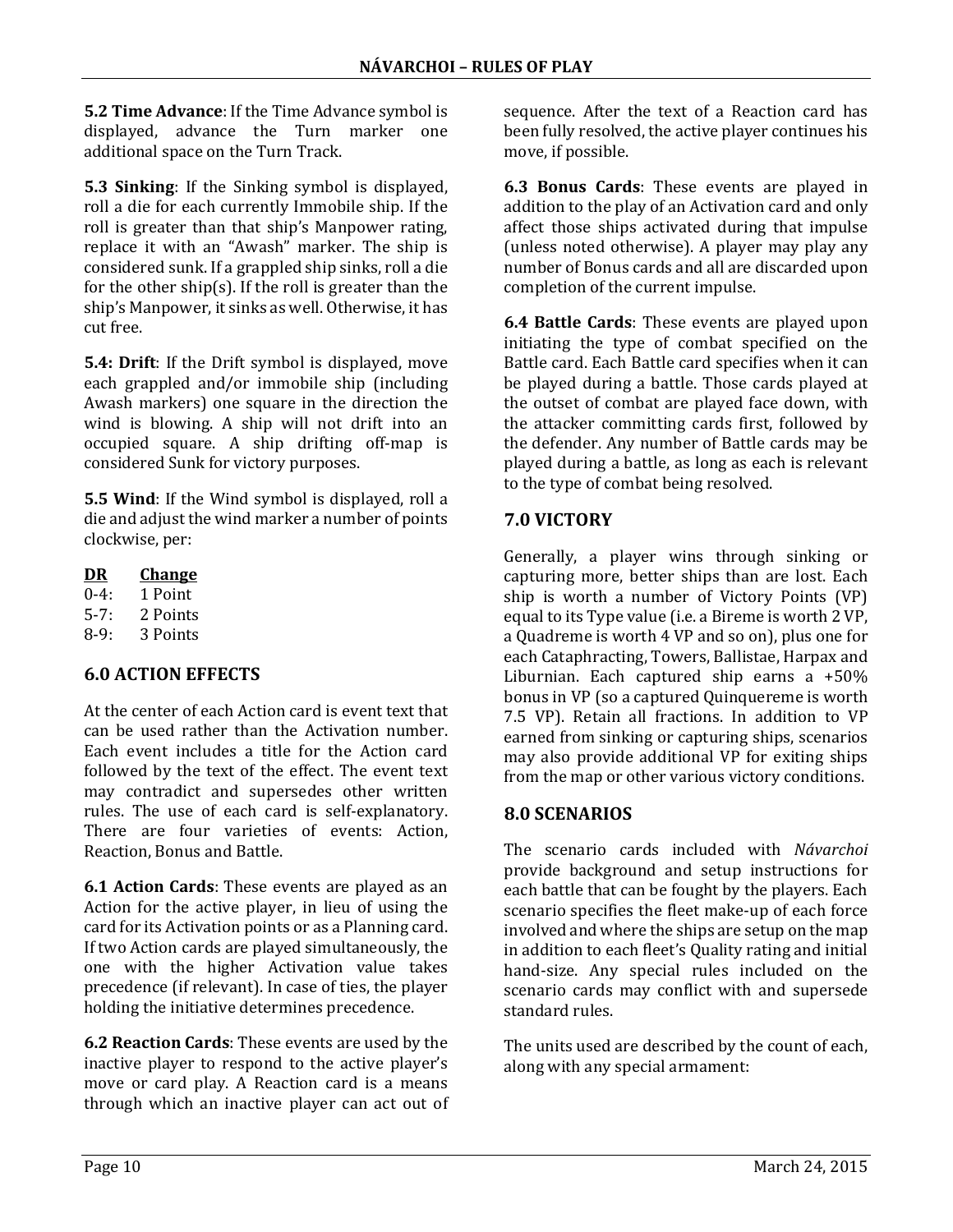**5.2 Time Advance**: If the Time Advance symbol is displayed, advance the Turn marker one additional space on the Turn Track.

**5.3 Sinking**: If the Sinking symbol is displayed, roll a die for each currently Immobile ship. If the roll is greater than that ship's Manpower rating, replace it with an "Awash" marker. The ship is considered sunk. If a grappled ship sinks, roll a die for the other ship(s). If the roll is greater than the ship's Manpower, it sinks as well. Otherwise, it has cut free.

**5.4: Drift**: If the Drift symbol is displayed, move each grappled and/or immobile ship (including Awash markers) one square in the direction the wind is blowing. A ship will not drift into an occupied square. A ship drifting off-map is considered Sunk for victory purposes.

**5.5 Wind**: If the Wind symbol is displayed, roll a die and adjust the wind marker a number of points clockwise, per:

| DR | Change |
|---|---|
| 0-4: | 1 Point |
| 5-7: | 2 Points |
| 8-9: | 3 Points |

## 6.0 ACTION EFFECTS

At the center of each Action card is event text that can be used rather than the Activation number. Each event includes a title for the Action card followed by the text of the effect. The event text may contradict and supersedes other written rules. The use of each card is self-explanatory. There are four varieties of events: Action, Reaction, Bonus and Battle.

**6.1 Action Cards**: These events are played as an Action for the active player, in lieu of using the card for its Activation points or as a Planning card. If two Action cards are played simultaneously, the one with the higher Activation value takes precedence (if relevant). In case of ties, the player holding the initiative determines precedence.

**6.2 Reaction Cards**: These events are used by the inactive player to respond to the active player's move or card play. A Reaction card is a means through which an inactive player can act out of sequence. After the text of a Reaction card has been fully resolved, the active player continues his move, if possible.

**6.3 Bonus Cards**: These events are played in addition to the play of an Activation card and only affect those ships activated during that impulse (unless noted otherwise). A player may play any number of Bonus cards and all are discarded upon completion of the current impulse.

**6.4 Battle Cards**: These events are played upon initiating the type of combat specified on the Battle card. Each Battle card specifies when it can be played during a battle. Those cards played at the outset of combat are played face down, with the attacker committing cards first, followed by the defender. Any number of Battle cards may be played during a battle, as long as each is relevant to the type of combat being resolved.

## 7.0 VICTORY

Generally, a player wins through sinking or capturing more, better ships than are lost. Each ship is worth a number of Victory Points (VP) equal to its Type value (i.e. a Bireme is worth 2 VP, a Quadreme is worth 4 VP and so on), plus one for each Cataphracting, Towers, Ballistae, Harpax and Liburnian. Each captured ship earns a +50% bonus in VP (so a captured Quinquereme is worth 7.5 VP). Retain all fractions. In addition to VP earned from sinking or capturing ships, scenarios may also provide additional VP for exiting ships from the map or other various victory conditions.

## 8.0 SCENARIOS

The scenario cards included with *Návarchoi* provide background and setup instructions for each battle that can be fought by the players. Each scenario specifies the fleet make-up of each force involved and where the ships are setup on the map in addition to each fleet's Quality rating and initial hand-size. Any special rules included on the scenario cards may conflict with and supersede standard rules.

The units used are described by the count of each, along with any special armament: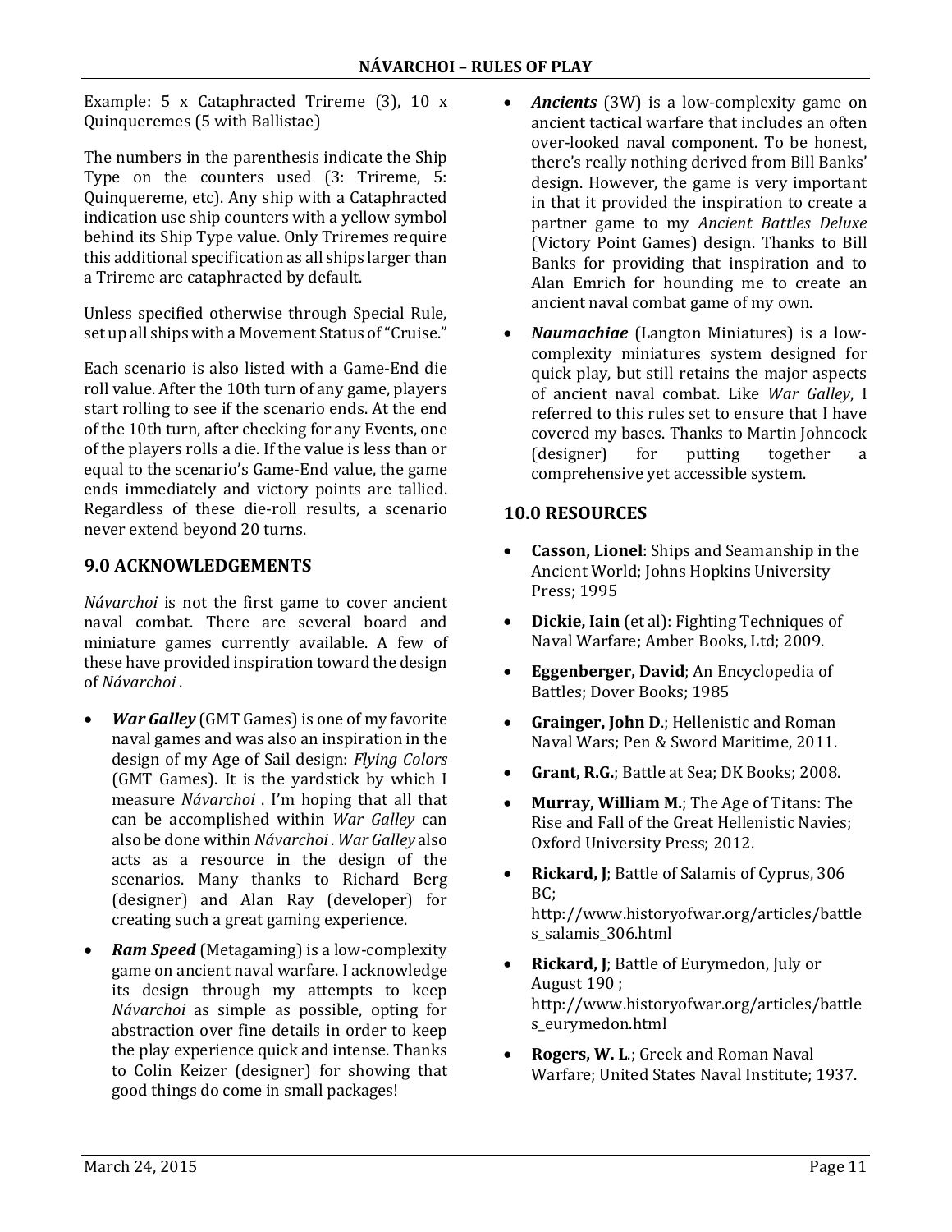Example: 5 x Cataphracted Trireme (3), 10 x Quinqueremes (5 with Ballistae)

The numbers in the parenthesis indicate the Ship Type on the counters used (3: Trireme, 5: Quinquereme, etc). Any ship with a Cataphracted indication use ship counters with a yellow symbol behind its Ship Type value. Only Triremes require this additional specification as all ships larger than a Trireme are cataphracted by default.

Unless specified otherwise through Special Rule, set up all ships with a Movement Status of "Cruise."

Each scenario is also listed with a Game-End die roll value. After the 10th turn of any game, players start rolling to see if the scenario ends. At the end of the 10th turn, after checking for any Events, one of the players rolls a die. If the value is less than or equal to the scenario's Game-End value, the game ends immediately and victory points are tallied. Regardless of these die-roll results, a scenario never extend beyond 20 turns.

## 9.0 ACKNOWLEDGEMENTS

*Návarchoi* is not the first game to cover ancient naval combat. There are several board and miniature games currently available. A few of these have provided inspiration toward the design of *Návarchoi* .

- ***War Galley*** (GMT Games) is one of my favorite naval games and was also an inspiration in the design of my Age of Sail design: *Flying Colors* (GMT Games). It is the yardstick by which I measure *Návarchoi* . I'm hoping that all that can be accomplished within *War Galley* can also be done within *Návarchoi* . *War Galley* also acts as a resource in the design of the scenarios. Many thanks to Richard Berg (designer) and Alan Ray (developer) for creating such a great gaming experience.
- ***Ram Speed*** (Metagaming) is a low-complexity game on ancient naval warfare. I acknowledge its design through my attempts to keep *Návarchoi* as simple as possible, opting for abstraction over fine details in order to keep the play experience quick and intense. Thanks to Colin Keizer (designer) for showing that good things do come in small packages!
- ***Ancients*** (3W) is a low-complexity game on ancient tactical warfare that includes an often over-looked naval component. To be honest, there's really nothing derived from Bill Banks' design. However, the game is very important in that it provided the inspiration to create a partner game to my *Ancient Battles Deluxe* (Victory Point Games) design. Thanks to Bill Banks for providing that inspiration and to Alan Emrich for hounding me to create an ancient naval combat game of my own.
- ***Naumachiae*** (Langton Miniatures) is a low-complexity miniatures system designed for quick play, but still retains the major aspects of ancient naval combat. Like *War Galley*, I referred to this rules set to ensure that I have covered my bases. Thanks to Martin Johncock (designer) for putting together a comprehensive yet accessible system.

## 10.0 RESOURCES

- **Casson, Lionel**: Ships and Seamanship in the Ancient World; Johns Hopkins University Press; 1995
- **Dickie, Iain** (et al): Fighting Techniques of Naval Warfare; Amber Books, Ltd; 2009.
- **Eggenberger, David**; An Encyclopedia of Battles; Dover Books; 1985
- **Grainger, John D**.; Hellenistic and Roman Naval Wars; Pen & Sword Maritime, 2011.
- **Grant, R.G.**; Battle at Sea; DK Books; 2008.
- **Murray, William M.**; The Age of Titans: The Rise and Fall of the Great Hellenistic Navies; Oxford University Press; 2012.
- **Rickard, J**; Battle of Salamis of Cyprus, 306 BC; http://www.historyofwar.org/articles/battles_salamis_306.html
- **Rickard, J**; Battle of Eurymedon, July or August 190 ; http://www.historyofwar.org/articles/battles_eurymedon.html
- **Rogers, W. L**.; Greek and Roman Naval Warfare; United States Naval Institute; 1937.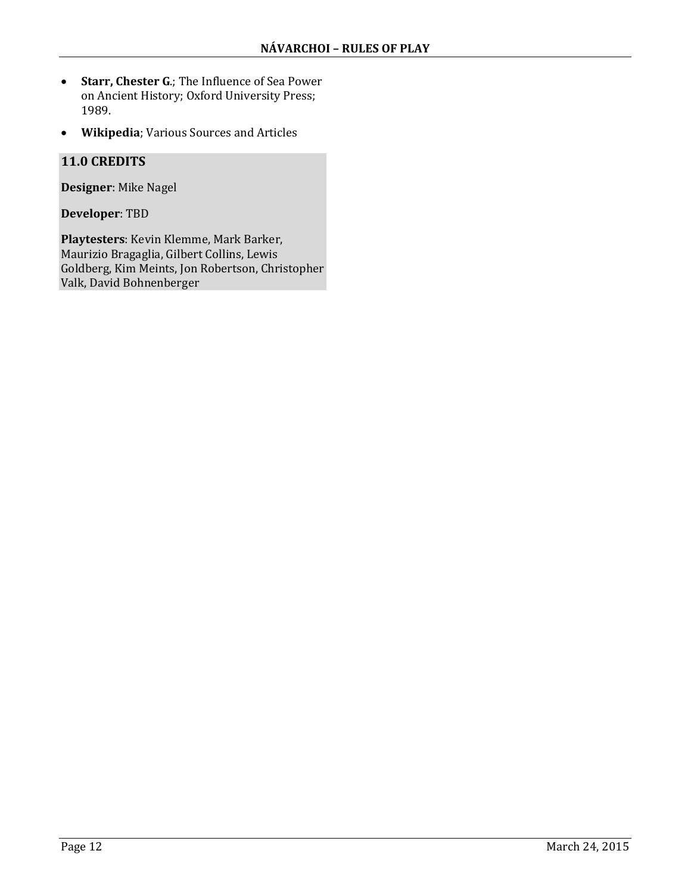- **Starr, Chester G.**; The Influence of Sea Power on Ancient History; Oxford University Press; 1989.
- **Wikipedia**; Various Sources and Articles

## 11.0 CREDITS

**Designer**: Mike Nagel

**Developer**: TBD

**Playtesters**: Kevin Klemme, Mark Barker, Maurizio Bragaglia, Gilbert Collins, Lewis Goldberg, Kim Meints, Jon Robertson, Christopher Valk, David Bohnenberger